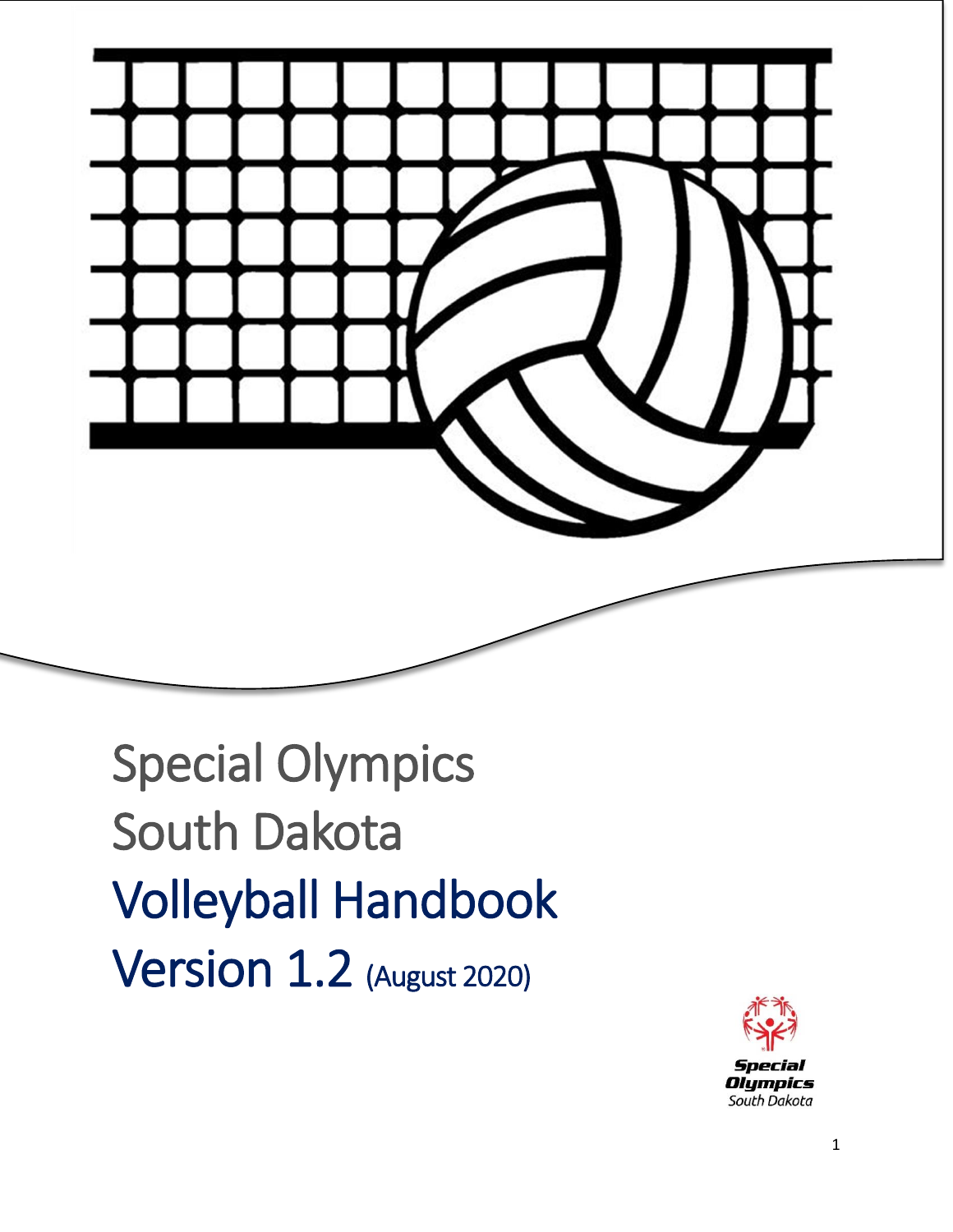# Special Olympics South Dakota Volleyball Handbook

## Version 1.2 (August 2020)

Special Olympics South Dakota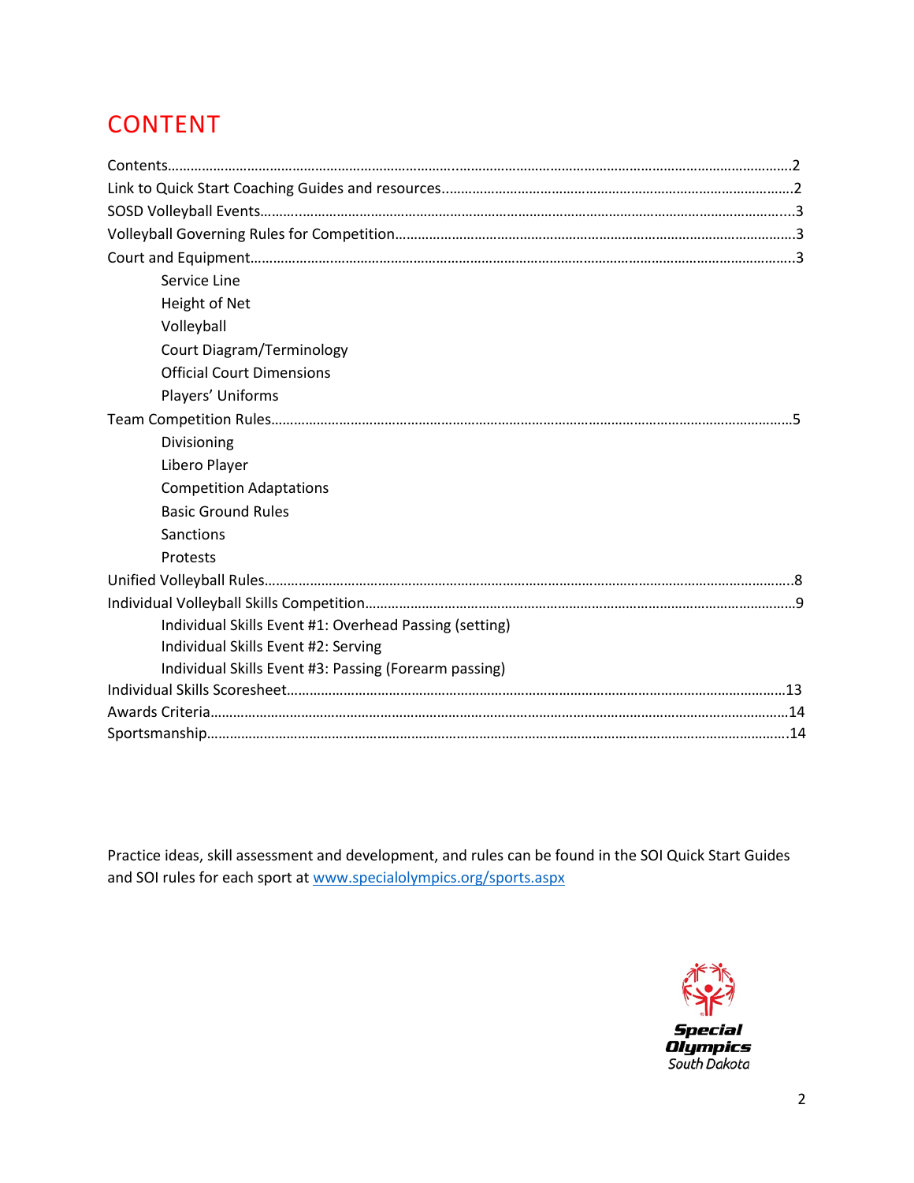# CONTENT

Contents……………………………………………………………………………………………………………………………2
Link to Quick Start Coaching Guides and resources……………………………………………………………2
SOSD Volleyball Events……………………………………………………………………………………………………3
Volleyball Governing Rules for Competition…………………………………………………………………………3
Court and Equipment……………………………………………………………………………………………………3

- Service Line
- Height of Net
- Volleyball
- Court Diagram/Terminology
- Official Court Dimensions
- Players' Uniforms

Team Competition Rules……………………………………………………………………………………………………5

- Divisioning
- Libero Player
- Competition Adaptations
- Basic Ground Rules
- Sanctions
- Protests

Unified Volleyball Rules……………………………………………………………………………………………………8
Individual Volleyball Skills Competition………………………………………………………………………………9

- Individual Skills Event #1: Overhead Passing (setting)
- Individual Skills Event #2: Serving
- Individual Skills Event #3: Passing (Forearm passing)

Individual Skills Scoresheet……………………………………………………………………………………………13
Awards Criteria……………………………………………………………………………………………………………14
Sportsmanship……………………………………………………………………………………………………………14

Practice ideas, skill assessment and development, and rules can be found in the SOI Quick Start Guides and SOI rules for each sport at [www.specialolympics.org/sports.aspx](www.specialolympics.org/sports.aspx)

Special Olympics
South Dakota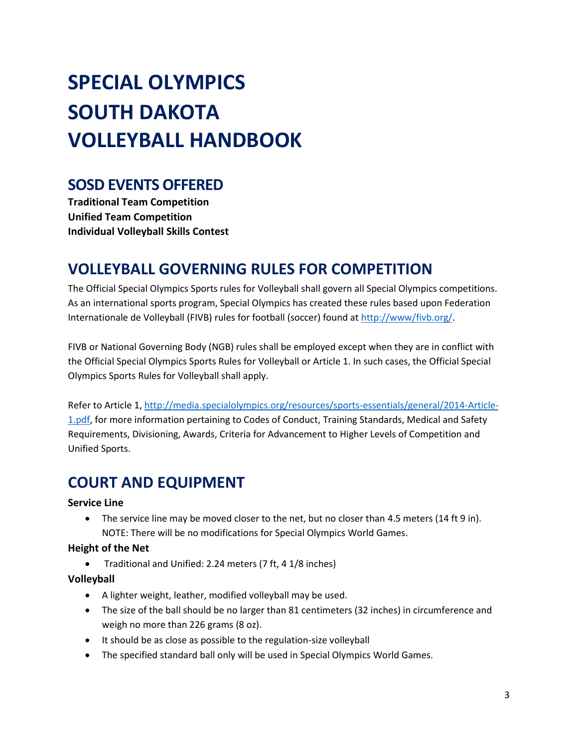# SPECIAL OLYMPICS SOUTH DAKOTA VOLLEYBALL HANDBOOK

## SOSD EVENTS OFFERED

**Traditional Team Competition**
**Unified Team Competition**
**Individual Volleyball Skills Contest**

## VOLLEYBALL GOVERNING RULES FOR COMPETITION

The Official Special Olympics Sports rules for Volleyball shall govern all Special Olympics competitions. As an international sports program, Special Olympics has created these rules based upon Federation Internationale de Volleyball (FIVB) rules for football (soccer) found at [http://www/fivb.org/](http://www/fivb.org/).

FIVB or National Governing Body (NGB) rules shall be employed except when they are in conflict with the Official Special Olympics Sports Rules for Volleyball or Article 1. In such cases, the Official Special Olympics Sports Rules for Volleyball shall apply.

Refer to Article 1, [http://media.specialolympics.org/resources/sports-essentials/general/2014-Article-1.pdf](http://media.specialolympics.org/resources/sports-essentials/general/2014-Article-1.pdf), for more information pertaining to Codes of Conduct, Training Standards, Medical and Safety Requirements, Divisioning, Awards, Criteria for Advancement to Higher Levels of Competition and Unified Sports.

## COURT AND EQUIPMENT

**Service Line**

- The service line may be moved closer to the net, but no closer than 4.5 meters (14 ft 9 in). NOTE: There will be no modifications for Special Olympics World Games.

**Height of the Net**

- Traditional and Unified: 2.24 meters (7 ft, 4 1/8 inches)

**Volleyball**

- A lighter weight, leather, modified volleyball may be used.
- The size of the ball should be no larger than 81 centimeters (32 inches) in circumference and weigh no more than 226 grams (8 oz).
- It should be as close as possible to the regulation-size volleyball
- The specified standard ball only will be used in Special Olympics World Games.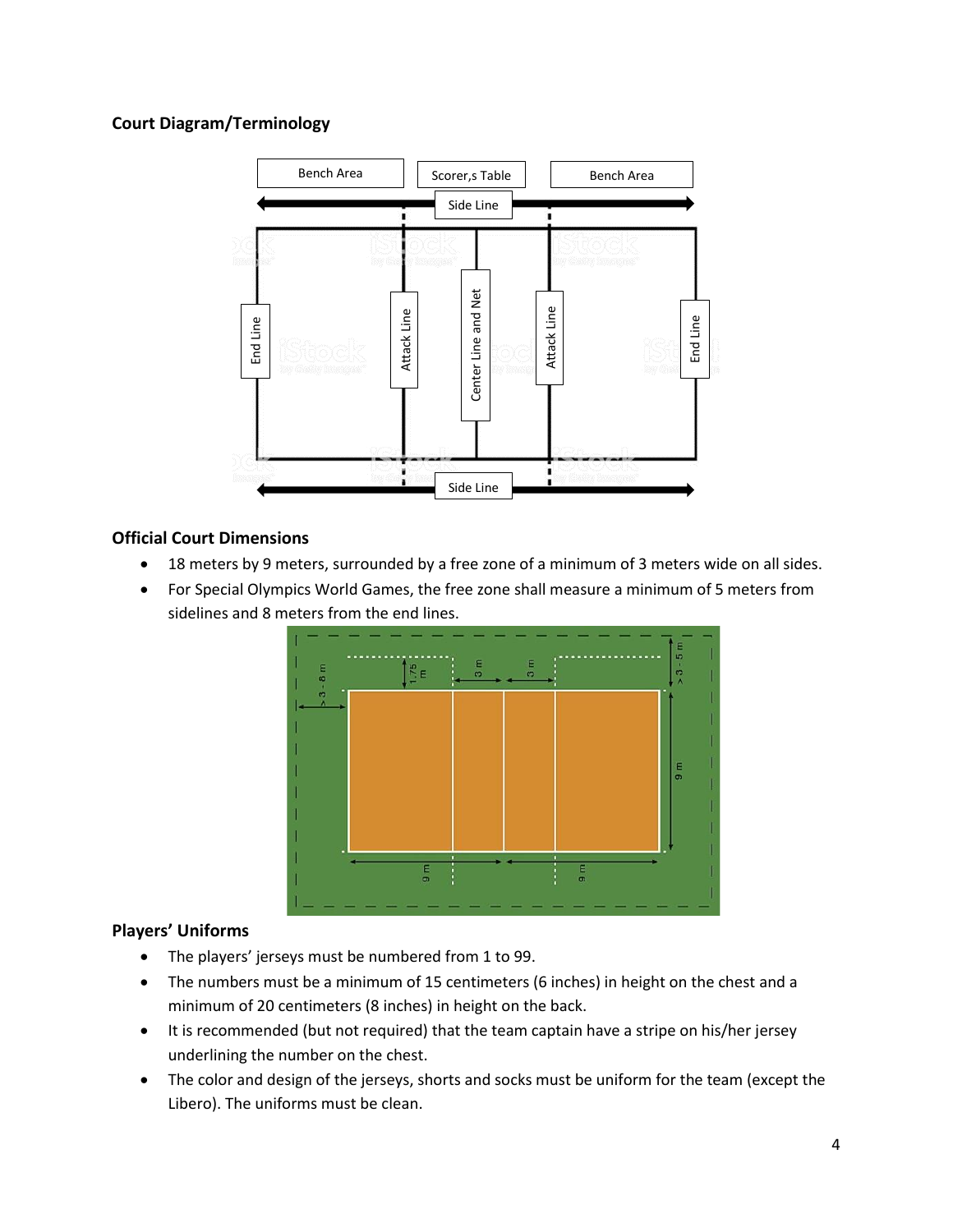### Court Diagram/Terminology

### Official Court Dimensions

- 18 meters by 9 meters, surrounded by a free zone of a minimum of 3 meters wide on all sides.
- For Special Olympics World Games, the free zone shall measure a minimum of 5 meters from sidelines and 8 meters from the end lines.

### Players' Uniforms

- The players' jerseys must be numbered from 1 to 99.
- The numbers must be a minimum of 15 centimeters (6 inches) in height on the chest and a minimum of 20 centimeters (8 inches) in height on the back.
- It is recommended (but not required) that the team captain have a stripe on his/her jersey underlining the number on the chest.
- The color and design of the jerseys, shorts and socks must be uniform for the team (except the Libero). The uniforms must be clean.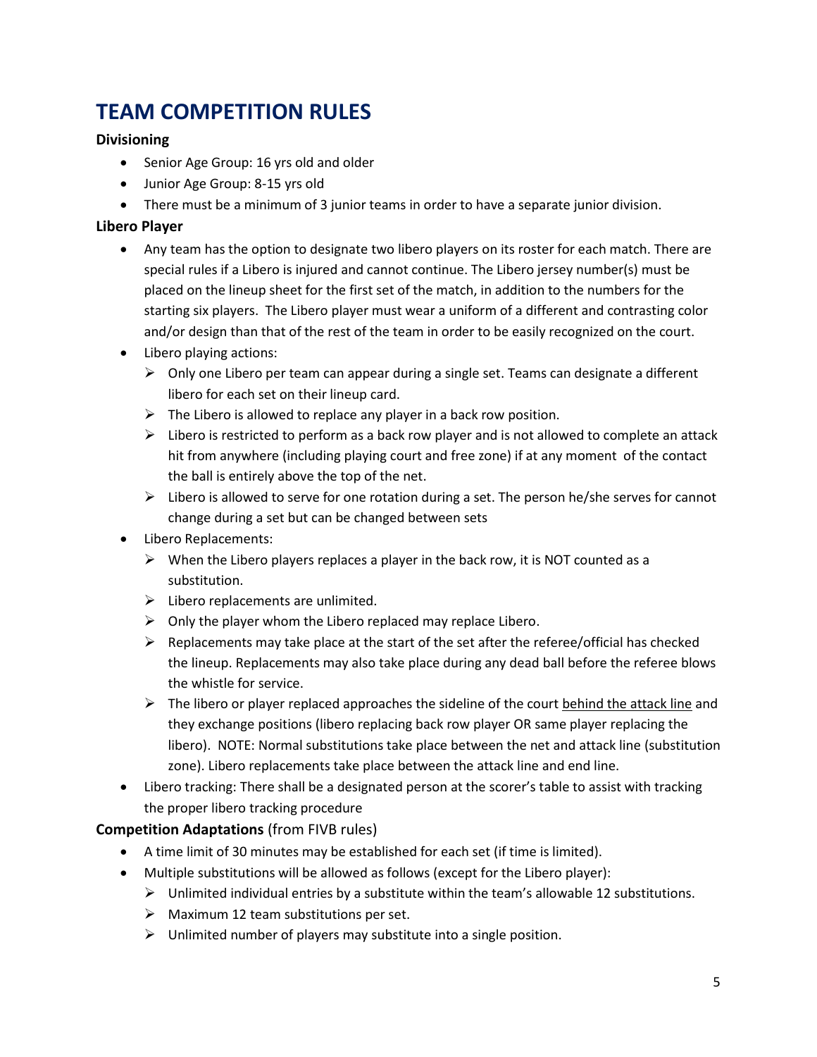# TEAM COMPETITION RULES

**Divisioning**

- Senior Age Group: 16 yrs old and older
- Junior Age Group: 8-15 yrs old
- There must be a minimum of 3 junior teams in order to have a separate junior division.

**Libero Player**

- Any team has the option to designate two libero players on its roster for each match. There are special rules if a Libero is injured and cannot continue. The Libero jersey number(s) must be placed on the lineup sheet for the first set of the match, in addition to the numbers for the starting six players. The Libero player must wear a uniform of a different and contrasting color and/or design than that of the rest of the team in order to be easily recognized on the court.
- Libero playing actions:
  - Only one Libero per team can appear during a single set. Teams can designate a different libero for each set on their lineup card.
  - The Libero is allowed to replace any player in a back row position.
  - Libero is restricted to perform as a back row player and is not allowed to complete an attack hit from anywhere (including playing court and free zone) if at any moment of the contact the ball is entirely above the top of the net.
  - Libero is allowed to serve for one rotation during a set. The person he/she serves for cannot change during a set but can be changed between sets
- Libero Replacements:
  - When the Libero players replaces a player in the back row, it is NOT counted as a substitution.
  - Libero replacements are unlimited.
  - Only the player whom the Libero replaced may replace Libero.
  - Replacements may take place at the start of the set after the referee/official has checked the lineup. Replacements may also take place during any dead ball before the referee blows the whistle for service.
  - The libero or player replaced approaches the sideline of the court <u>behind the attack line</u> and they exchange positions (libero replacing back row player OR same player replacing the libero). NOTE: Normal substitutions take place between the net and attack line (substitution zone). Libero replacements take place between the attack line and end line.
- Libero tracking: There shall be a designated person at the scorer's table to assist with tracking the proper libero tracking procedure

**Competition Adaptations** (from FIVB rules)

- A time limit of 30 minutes may be established for each set (if time is limited).
- Multiple substitutions will be allowed as follows (except for the Libero player):
  - Unlimited individual entries by a substitute within the team's allowable 12 substitutions.
  - Maximum 12 team substitutions per set.
  - Unlimited number of players may substitute into a single position.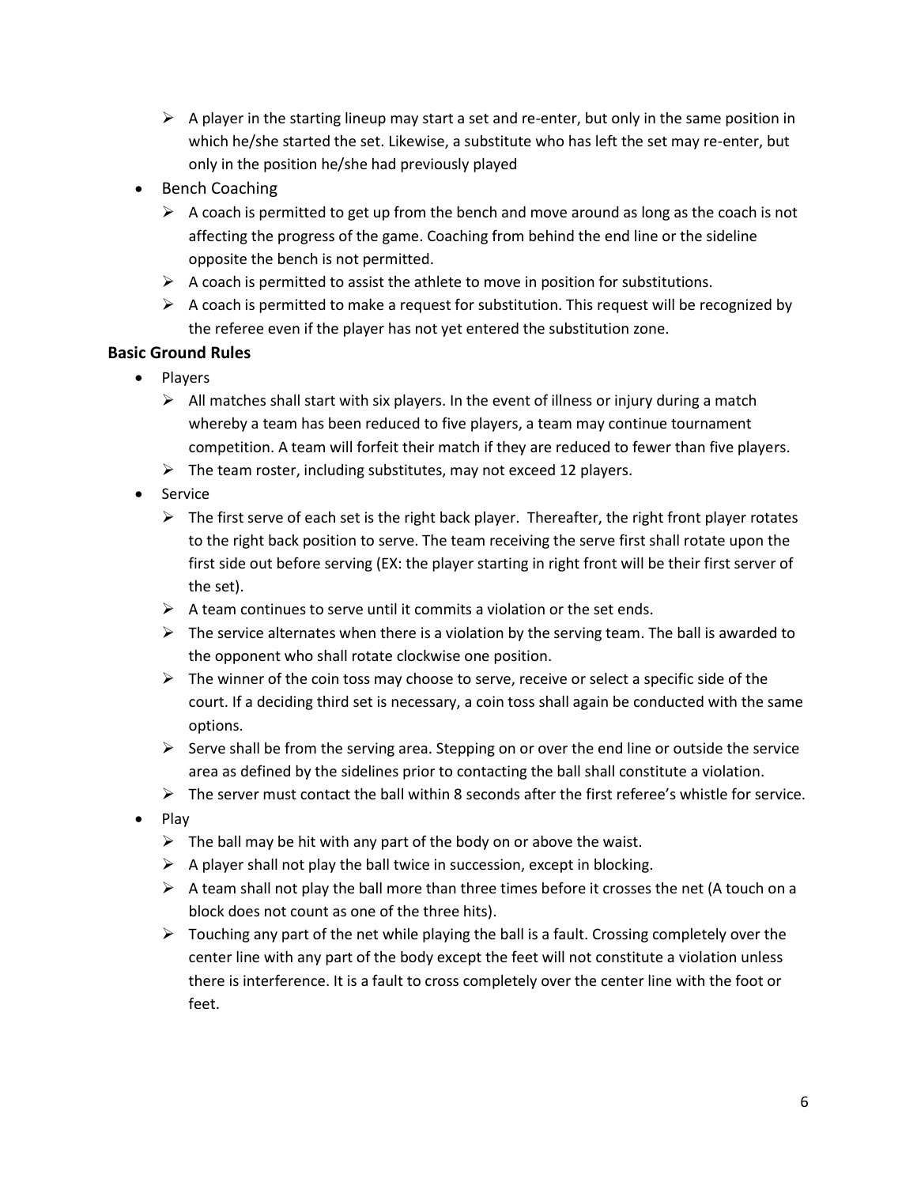- A player in the starting lineup may start a set and re-enter, but only in the same position in which he/she started the set. Likewise, a substitute who has left the set may re-enter, but only in the position he/she had previously played
- Bench Coaching
   - A coach is permitted to get up from the bench and move around as long as the coach is not affecting the progress of the game. Coaching from behind the end line or the sideline opposite the bench is not permitted.
   - A coach is permitted to assist the athlete to move in position for substitutions.
   - A coach is permitted to make a request for substitution. This request will be recognized by the referee even if the player has not yet entered the substitution zone.

**Basic Ground Rules**

- Players
   - All matches shall start with six players. In the event of illness or injury during a match whereby a team has been reduced to five players, a team may continue tournament competition. A team will forfeit their match if they are reduced to fewer than five players.
   - The team roster, including substitutes, may not exceed 12 players.
- Service
   - The first serve of each set is the right back player. Thereafter, the right front player rotates to the right back position to serve. The team receiving the serve first shall rotate upon the first side out before serving (EX: the player starting in right front will be their first server of the set).
   - A team continues to serve until it commits a violation or the set ends.
   - The service alternates when there is a violation by the serving team. The ball is awarded to the opponent who shall rotate clockwise one position.
   - The winner of the coin toss may choose to serve, receive or select a specific side of the court. If a deciding third set is necessary, a coin toss shall again be conducted with the same options.
   - Serve shall be from the serving area. Stepping on or over the end line or outside the service area as defined by the sidelines prior to contacting the ball shall constitute a violation.
   - The server must contact the ball within 8 seconds after the first referee's whistle for service.
- Play
   - The ball may be hit with any part of the body on or above the waist.
   - A player shall not play the ball twice in succession, except in blocking.
   - A team shall not play the ball more than three times before it crosses the net (A touch on a block does not count as one of the three hits).
   - Touching any part of the net while playing the ball is a fault. Crossing completely over the center line with any part of the body except the feet will not constitute a violation unless there is interference. It is a fault to cross completely over the center line with the foot or feet.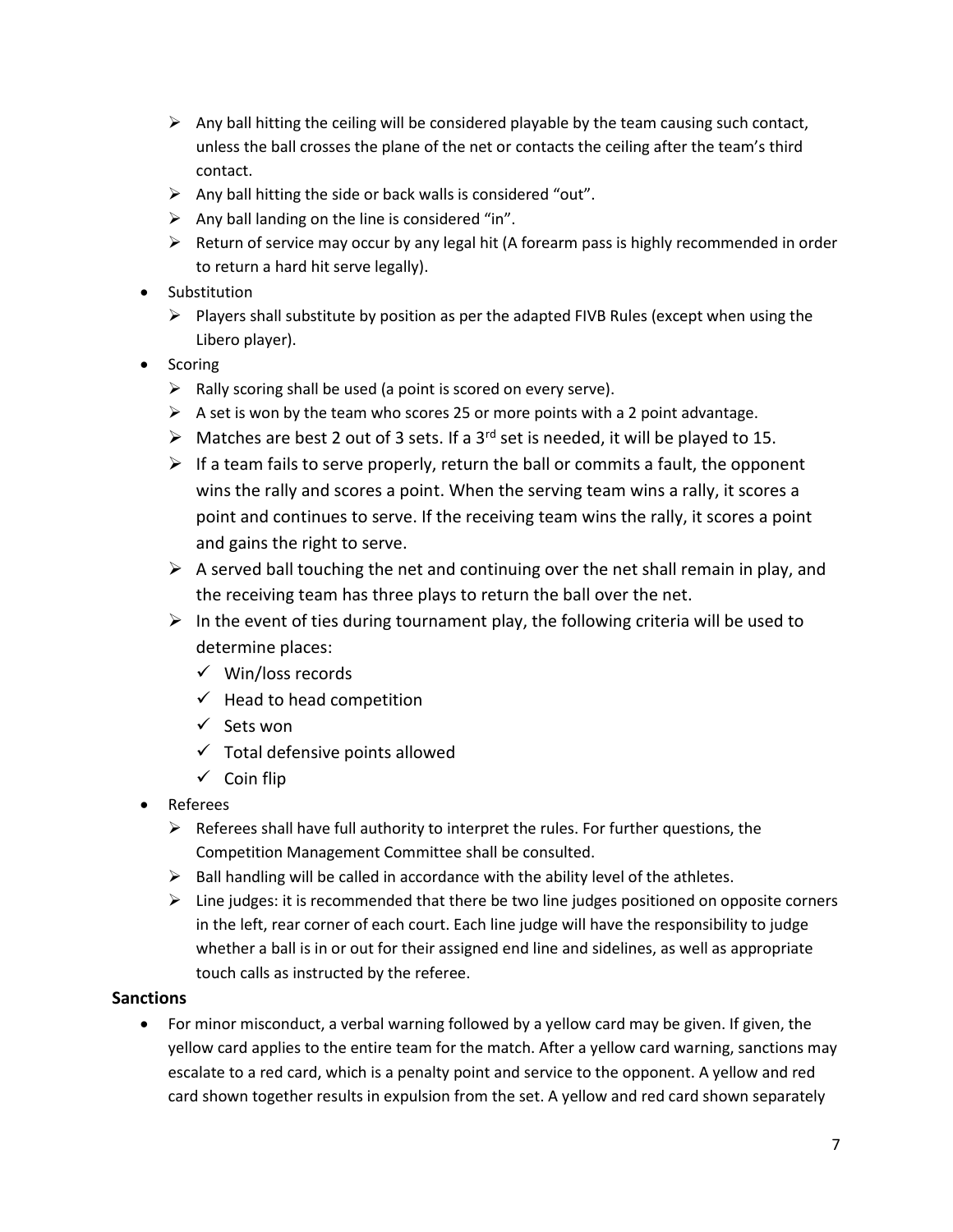- Any ball hitting the ceiling will be considered playable by the team causing such contact, unless the ball crosses the plane of the net or contacts the ceiling after the team's third contact.
  - Any ball hitting the side or back walls is considered "out".
  - Any ball landing on the line is considered "in".
  - Return of service may occur by any legal hit (A forearm pass is highly recommended in order to return a hard hit serve legally).
- Substitution
  - Players shall substitute by position as per the adapted FIVB Rules (except when using the Libero player).
- Scoring
  - Rally scoring shall be used (a point is scored on every serve).
  - A set is won by the team who scores 25 or more points with a 2 point advantage.
  - Matches are best 2 out of 3 sets. If a 3rd set is needed, it will be played to 15.
  - If a team fails to serve properly, return the ball or commits a fault, the opponent wins the rally and scores a point. When the serving team wins a rally, it scores a point and continues to serve. If the receiving team wins the rally, it scores a point and gains the right to serve.
  - A served ball touching the net and continuing over the net shall remain in play, and the receiving team has three plays to return the ball over the net.
  - In the event of ties during tournament play, the following criteria will be used to determine places:
    - ✓ Win/loss records
    - ✓ Head to head competition
    - ✓ Sets won
    - ✓ Total defensive points allowed
    - ✓ Coin flip
- Referees
  - Referees shall have full authority to interpret the rules. For further questions, the Competition Management Committee shall be consulted.
  - Ball handling will be called in accordance with the ability level of the athletes.
  - Line judges: it is recommended that there be two line judges positioned on opposite corners in the left, rear corner of each court. Each line judge will have the responsibility to judge whether a ball is in or out for their assigned end line and sidelines, as well as appropriate touch calls as instructed by the referee.

**Sanctions**

- For minor misconduct, a verbal warning followed by a yellow card may be given. If given, the yellow card applies to the entire team for the match. After a yellow card warning, sanctions may escalate to a red card, which is a penalty point and service to the opponent. A yellow and red card shown together results in expulsion from the set. A yellow and red card shown separately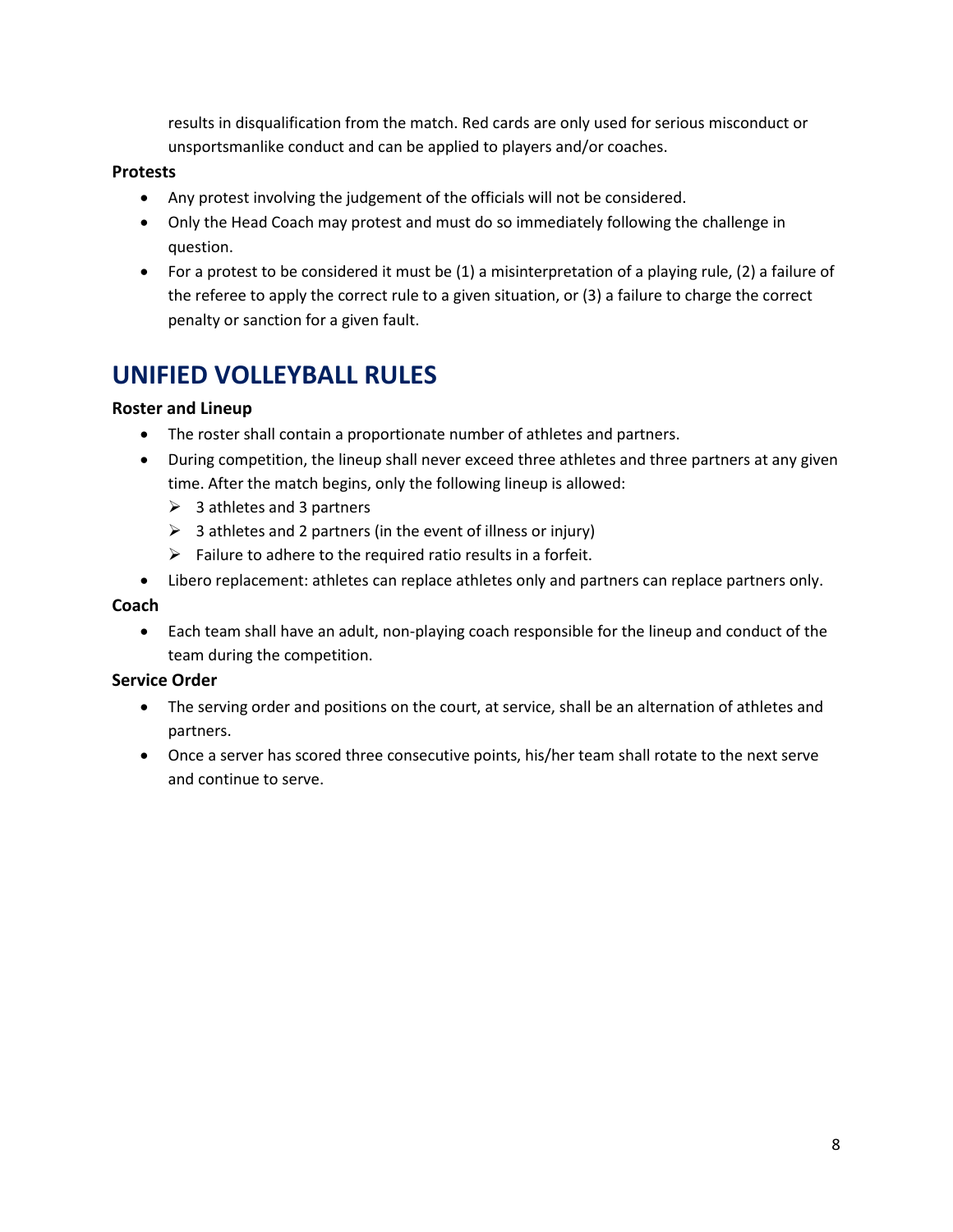results in disqualification from the match. Red cards are only used for serious misconduct or unsportsmanlike conduct and can be applied to players and/or coaches.

**Protests**

- Any protest involving the judgement of the officials will not be considered.
- Only the Head Coach may protest and must do so immediately following the challenge in question.
- For a protest to be considered it must be (1) a misinterpretation of a playing rule, (2) a failure of the referee to apply the correct rule to a given situation, or (3) a failure to charge the correct penalty or sanction for a given fault.

# UNIFIED VOLLEYBALL RULES

**Roster and Lineup**

- The roster shall contain a proportionate number of athletes and partners.
- During competition, the lineup shall never exceed three athletes and three partners at any given time. After the match begins, only the following lineup is allowed:
  - 3 athletes and 3 partners
  - 3 athletes and 2 partners (in the event of illness or injury)
  - Failure to adhere to the required ratio results in a forfeit.
- Libero replacement: athletes can replace athletes only and partners can replace partners only.

**Coach**

- Each team shall have an adult, non-playing coach responsible for the lineup and conduct of the team during the competition.

**Service Order**

- The serving order and positions on the court, at service, shall be an alternation of athletes and partners.
- Once a server has scored three consecutive points, his/her team shall rotate to the next serve and continue to serve.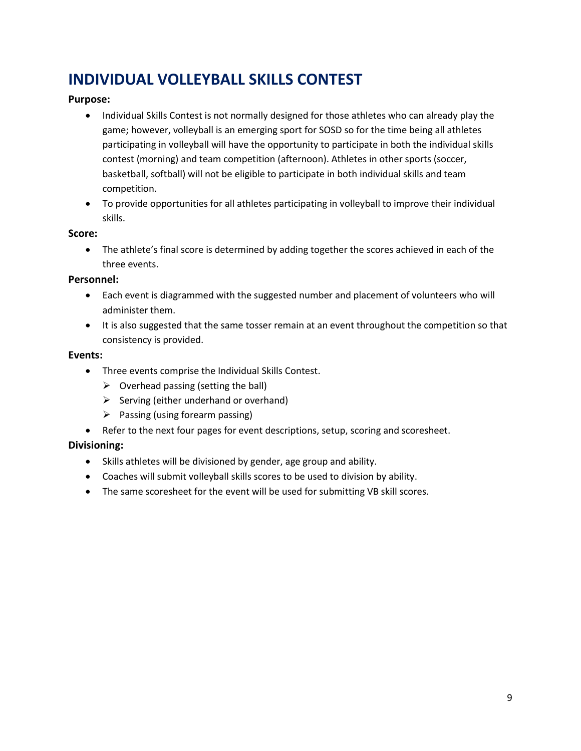# INDIVIDUAL VOLLEYBALL SKILLS CONTEST

**Purpose:**

- Individual Skills Contest is not normally designed for those athletes who can already play the game; however, volleyball is an emerging sport for SOSD so for the time being all athletes participating in volleyball will have the opportunity to participate in both the individual skills contest (morning) and team competition (afternoon). Athletes in other sports (soccer, basketball, softball) will not be eligible to participate in both individual skills and team competition.
- To provide opportunities for all athletes participating in volleyball to improve their individual skills.

**Score:**

- The athlete's final score is determined by adding together the scores achieved in each of the three events.

**Personnel:**

- Each event is diagrammed with the suggested number and placement of volunteers who will administer them.
- It is also suggested that the same tosser remain at an event throughout the competition so that consistency is provided.

**Events:**

- Three events comprise the Individual Skills Contest.
  - Overhead passing (setting the ball)
  - Serving (either underhand or overhand)
  - Passing (using forearm passing)
- Refer to the next four pages for event descriptions, setup, scoring and scoresheet.

**Divisioning:**

- Skills athletes will be divisioned by gender, age group and ability.
- Coaches will submit volleyball skills scores to be used to division by ability.
- The same scoresheet for the event will be used for submitting VB skill scores.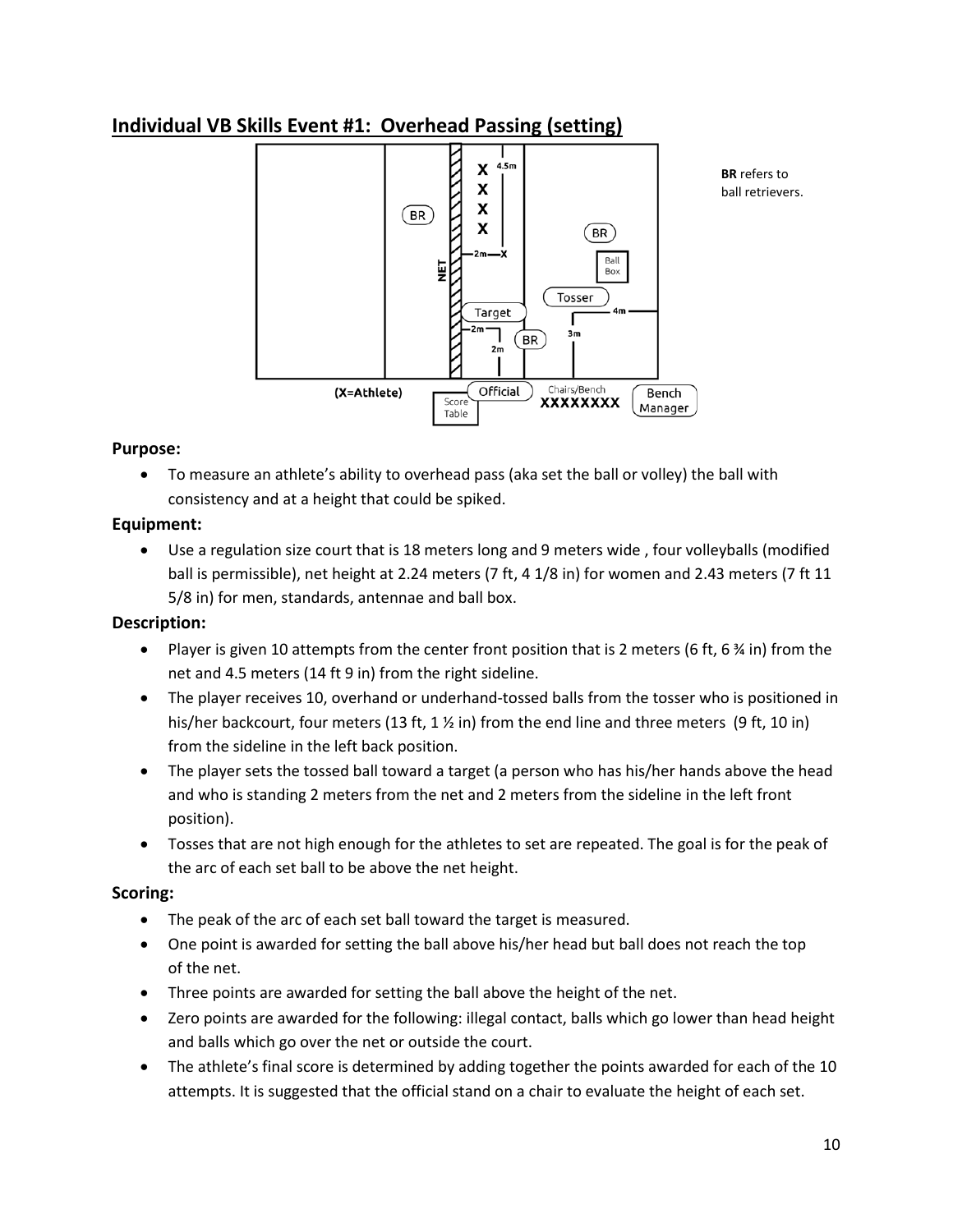## Individual VB Skills Event #1: Overhead Passing (setting)

BR refers to ball retrievers.

### Purpose:

- To measure an athlete's ability to overhead pass (aka set the ball or volley) the ball with consistency and at a height that could be spiked.

### Equipment:

- Use a regulation size court that is 18 meters long and 9 meters wide , four volleyballs (modified ball is permissible), net height at 2.24 meters (7 ft, 4 1/8 in) for women and 2.43 meters (7 ft 11 5/8 in) for men, standards, antennae and ball box.

### Description:

- Player is given 10 attempts from the center front position that is 2 meters (6 ft, 6 ¾ in) from the net and 4.5 meters (14 ft 9 in) from the right sideline.
- The player receives 10, overhand or underhand-tossed balls from the tosser who is positioned in his/her backcourt, four meters (13 ft, 1 ½ in) from the end line and three meters (9 ft, 10 in) from the sideline in the left back position.
- The player sets the tossed ball toward a target (a person who has his/her hands above the head and who is standing 2 meters from the net and 2 meters from the sideline in the left front position).
- Tosses that are not high enough for the athletes to set are repeated. The goal is for the peak of the arc of each set ball to be above the net height.

### Scoring:

- The peak of the arc of each set ball toward the target is measured.
- One point is awarded for setting the ball above his/her head but ball does not reach the top of the net.
- Three points are awarded for setting the ball above the height of the net.
- Zero points are awarded for the following: illegal contact, balls which go lower than head height and balls which go over the net or outside the court.
- The athlete's final score is determined by adding together the points awarded for each of the 10 attempts. It is suggested that the official stand on a chair to evaluate the height of each set.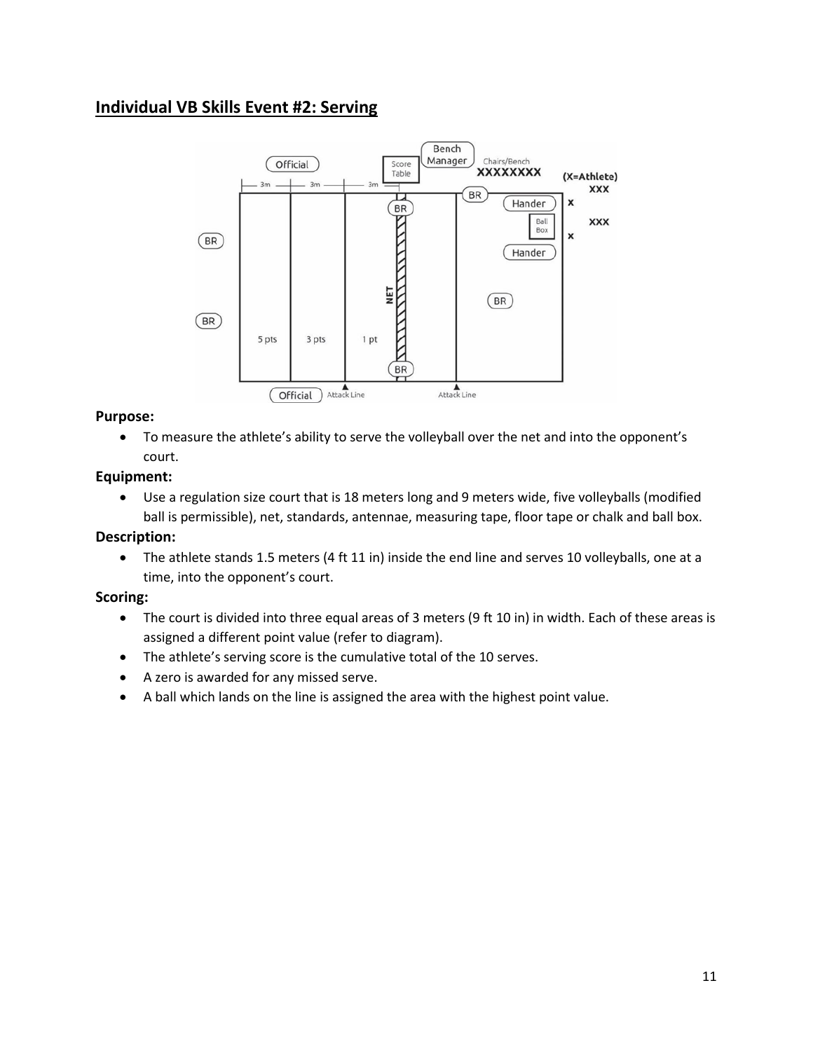## Individual VB Skills Event #2: Serving

**Purpose:**

- To measure the athlete's ability to serve the volleyball over the net and into the opponent's court.

**Equipment:**

- Use a regulation size court that is 18 meters long and 9 meters wide, five volleyballs (modified ball is permissible), net, standards, antennae, measuring tape, floor tape or chalk and ball box.

**Description:**

- The athlete stands 1.5 meters (4 ft 11 in) inside the end line and serves 10 volleyballs, one at a time, into the opponent's court.

**Scoring:**

- The court is divided into three equal areas of 3 meters (9 ft 10 in) in width. Each of these areas is assigned a different point value (refer to diagram).
- The athlete's serving score is the cumulative total of the 10 serves.
- A zero is awarded for any missed serve.
- A ball which lands on the line is assigned the area with the highest point value.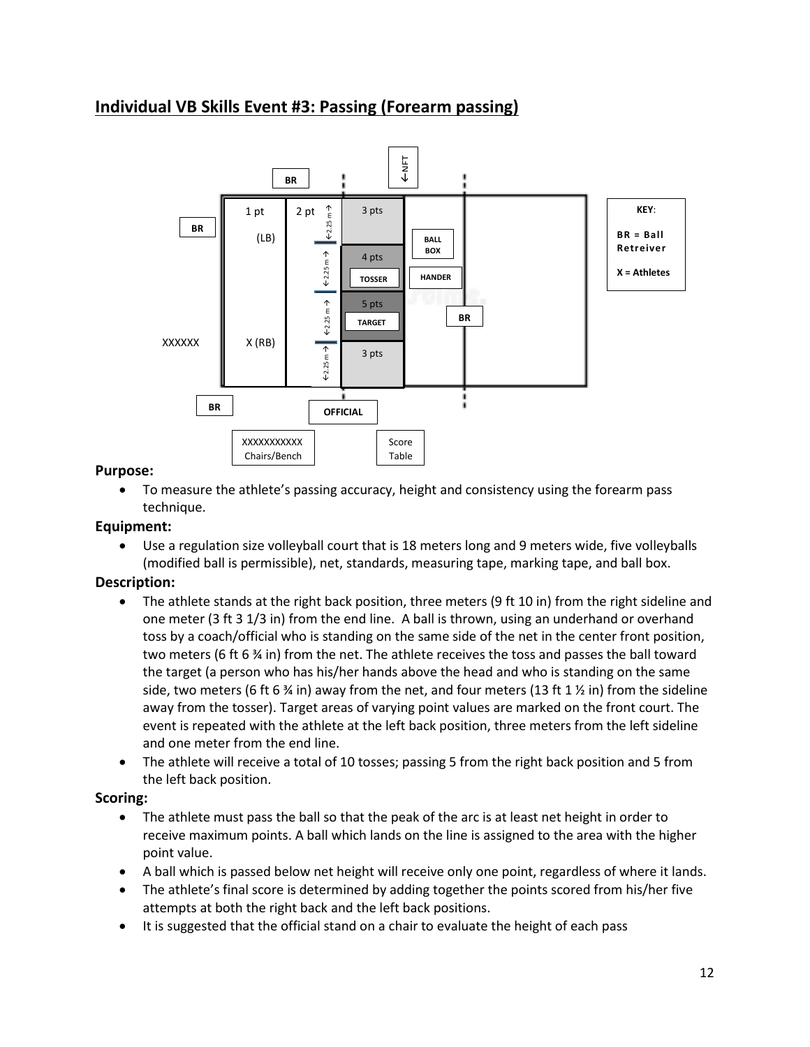## Individual VB Skills Event #3: Passing (Forearm passing)

**Purpose:**

- To measure the athlete's passing accuracy, height and consistency using the forearm pass technique.

**Equipment:**

- Use a regulation size volleyball court that is 18 meters long and 9 meters wide, five volleyballs (modified ball is permissible), net, standards, measuring tape, marking tape, and ball box.

**Description:**

- The athlete stands at the right back position, three meters (9 ft 10 in) from the right sideline and one meter (3 ft 3 1/3 in) from the end line. A ball is thrown, using an underhand or overhand toss by a coach/official who is standing on the same side of the net in the center front position, two meters (6 ft 6 ¾ in) from the net. The athlete receives the toss and passes the ball toward the target (a person who has his/her hands above the head and who is standing on the same side, two meters (6 ft 6 ¾ in) away from the net, and four meters (13 ft 1 ½ in) from the sideline away from the tosser). Target areas of varying point values are marked on the front court. The event is repeated with the athlete at the left back position, three meters from the left sideline and one meter from the end line.
- The athlete will receive a total of 10 tosses; passing 5 from the right back position and 5 from the left back position.

**Scoring:**

- The athlete must pass the ball so that the peak of the arc is at least net height in order to receive maximum points. A ball which lands on the line is assigned to the area with the higher point value.
- A ball which is passed below net height will receive only one point, regardless of where it lands.
- The athlete's final score is determined by adding together the points scored from his/her five attempts at both the right back and the left back positions.
- It is suggested that the official stand on a chair to evaluate the height of each pass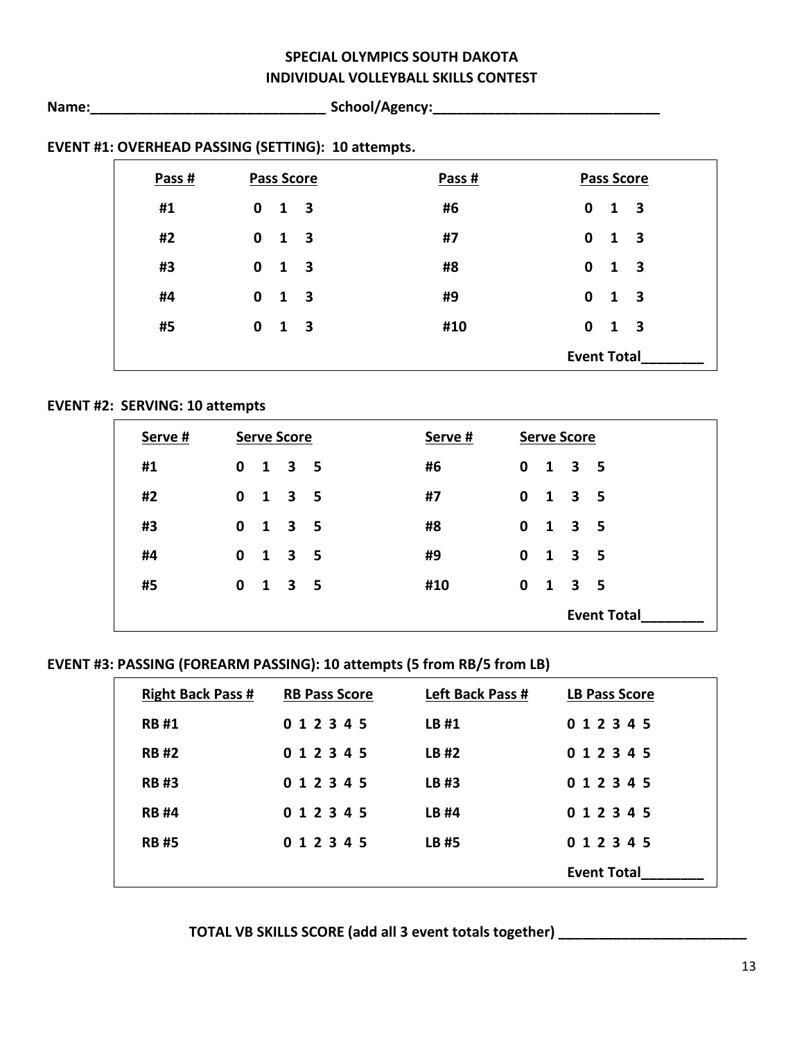# SPECIAL OLYMPICS SOUTH DAKOTA
## INDIVIDUAL VOLLEYBALL SKILLS CONTEST

**Name:\_\_\_\_\_\_\_\_\_\_\_\_\_\_\_\_\_\_\_\_\_\_\_\_\_\_\_\_\_\_ School/Agency:\_\_\_\_\_\_\_\_\_\_\_\_\_\_\_\_\_\_\_\_\_\_\_\_\_\_\_\_\_\_**

**EVENT #1: OVERHEAD PASSING (SETTING): 10 attempts.**

| Pass # | Pass Score | Pass # | Pass Score |
|---|---|---|---|
| #1 | 0 1 3 | #6 | 0 1 3 |
| #2 | 0 1 3 | #7 | 0 1 3 |
| #3 | 0 1 3 | #8 | 0 1 3 |
| #4 | 0 1 3 | #9 | 0 1 3 |
| #5 | 0 1 3 | #10 | 0 1 3 |
| | | | Event Total\_\_\_\_\_\_\_\_ |

**EVENT #2: SERVING: 10 attempts**

| Serve # | Serve Score | Serve # | Serve Score |
|---|---|---|---|
| #1 | 0 1 3 5 | #6 | 0 1 3 5 |
| #2 | 0 1 3 5 | #7 | 0 1 3 5 |
| #3 | 0 1 3 5 | #8 | 0 1 3 5 |
| #4 | 0 1 3 5 | #9 | 0 1 3 5 |
| #5 | 0 1 3 5 | #10 | 0 1 3 5 |
| | | | Event Total\_\_\_\_\_\_\_\_ |

**EVENT #3: PASSING (FOREARM PASSING): 10 attempts (5 from RB/5 from LB)**

| Right Back Pass # | RB Pass Score | Left Back Pass # | LB Pass Score |
|---|---|---|---|
| RB #1 | 0 1 2 3 4 5 | LB #1 | 0 1 2 3 4 5 |
| RB #2 | 0 1 2 3 4 5 | LB #2 | 0 1 2 3 4 5 |
| RB #3 | 0 1 2 3 4 5 | LB #3 | 0 1 2 3 4 5 |
| RB #4 | 0 1 2 3 4 5 | LB #4 | 0 1 2 3 4 5 |
| RB #5 | 0 1 2 3 4 5 | LB #5 | 0 1 2 3 4 5 |
| | | | Event Total\_\_\_\_\_\_\_\_ |

**TOTAL VB SKILLS SCORE (add all 3 event totals together) \_\_\_\_\_\_\_\_\_\_\_\_\_\_\_\_\_\_\_\_\_\_\_\_\_**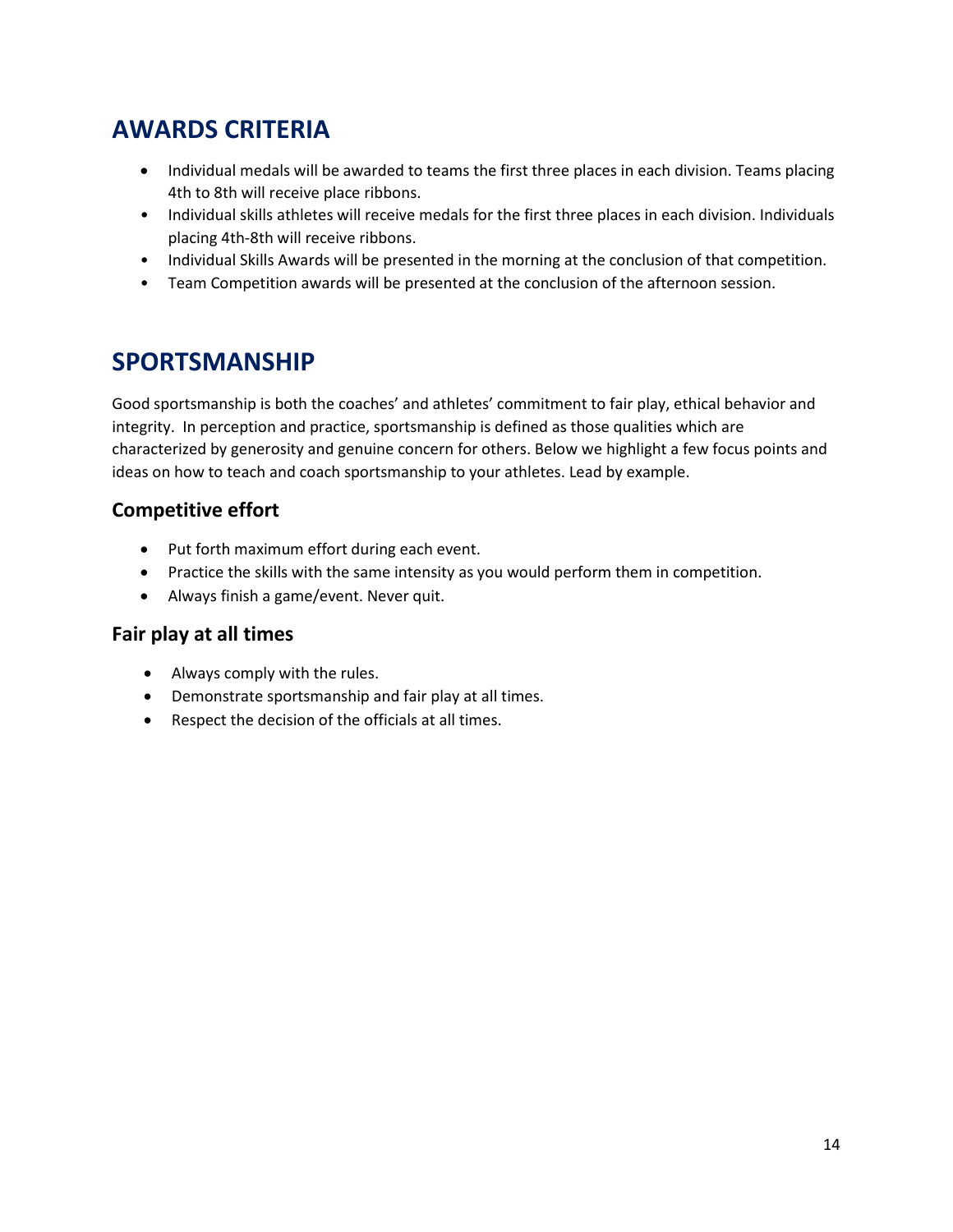## AWARDS CRITERIA

- Individual medals will be awarded to teams the first three places in each division. Teams placing 4th to 8th will receive place ribbons.
- Individual skills athletes will receive medals for the first three places in each division. Individuals placing 4th-8th will receive ribbons.
- Individual Skills Awards will be presented in the morning at the conclusion of that competition.
- Team Competition awards will be presented at the conclusion of the afternoon session.

## SPORTSMANSHIP

Good sportsmanship is both the coaches' and athletes' commitment to fair play, ethical behavior and integrity. In perception and practice, sportsmanship is defined as those qualities which are characterized by generosity and genuine concern for others. Below we highlight a few focus points and ideas on how to teach and coach sportsmanship to your athletes. Lead by example.

### Competitive effort

- Put forth maximum effort during each event.
- Practice the skills with the same intensity as you would perform them in competition.
- Always finish a game/event. Never quit.

### Fair play at all times

- Always comply with the rules.
- Demonstrate sportsmanship and fair play at all times.
- Respect the decision of the officials at all times.